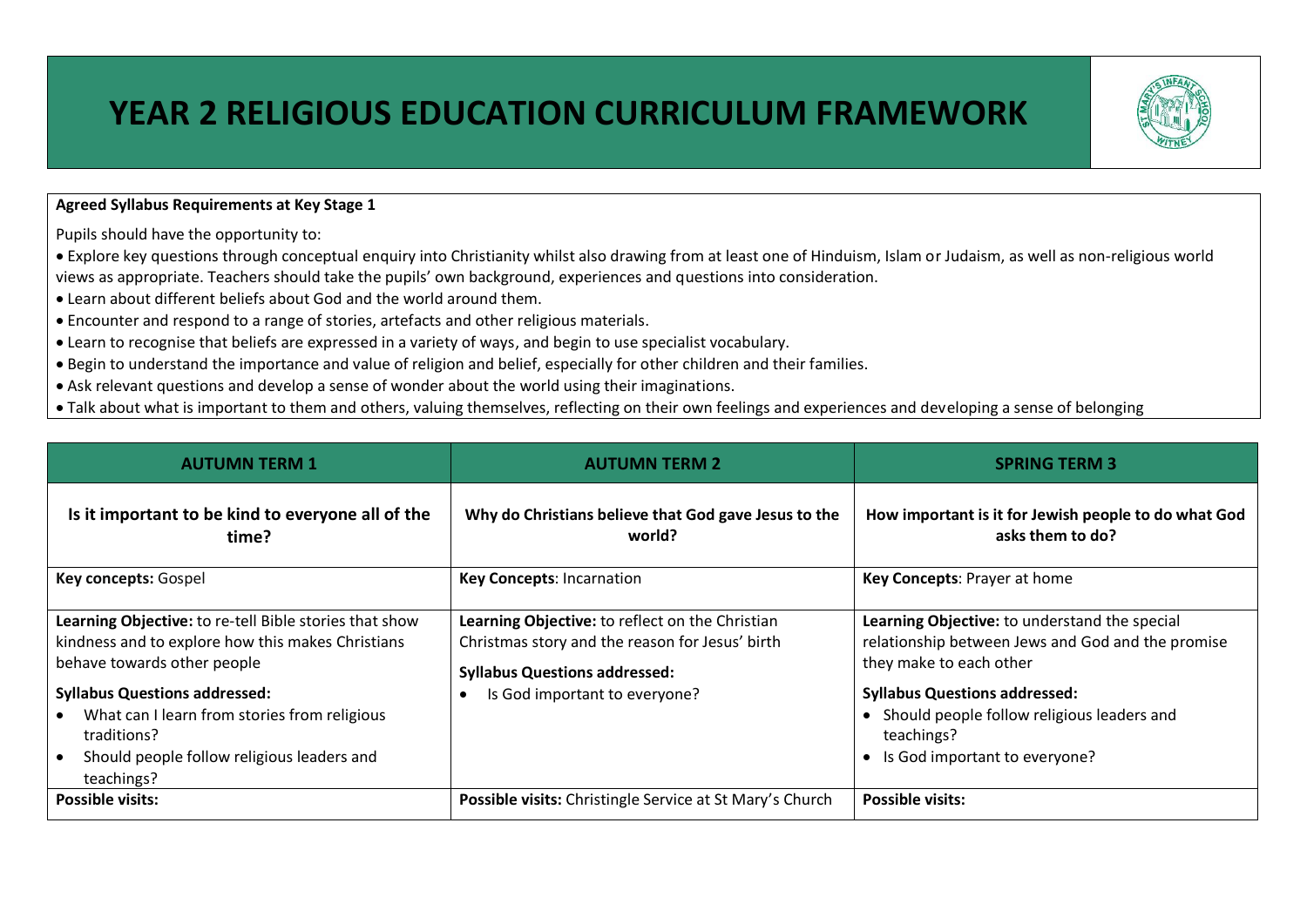# YEAR 2 RELIGIOUS EDUCATION CURRICULUM FRAMEWORK

**Agreed Syllabus Requirements at Key Stage 1**

Pupils should have the opportunity to:

- Explore key questions through conceptual enquiry into Christianity whilst also drawing from at least one of Hinduism, Islam or Judaism, as well as non-religious world views as appropriate. Teachers should take the pupils' own background, experiences and questions into consideration.
- Learn about different beliefs about God and the world around them.
- Encounter and respond to a range of stories, artefacts and other religious materials.
- Learn to recognise that beliefs are expressed in a variety of ways, and begin to use specialist vocabulary.
- Begin to understand the importance and value of religion and belief, especially for other children and their families.
- Ask relevant questions and develop a sense of wonder about the world using their imaginations.
- Talk about what is important to them and others, valuing themselves, reflecting on their own feelings and experiences and developing a sense of belonging

| AUTUMN TERM 1 | AUTUMN TERM 2 | SPRING TERM 3 |
|---|---|---|
| **Is it important to be kind to everyone all of the time?** | **Why do Christians believe that God gave Jesus to the world?** | **How important is it for Jewish people to do what God asks them to do?** |
| **Key concepts:** Gospel | **Key Concepts**: Incarnation | **Key Concepts**: Prayer at home |
| **Learning Objective:** to re-tell Bible stories that show kindness and to explore how this makes Christians behave towards other people<br><br>**Syllabus Questions addressed:**<br>• What can I learn from stories from religious traditions?<br>• Should people follow religious leaders and teachings? | **Learning Objective:** to reflect on the Christian Christmas story and the reason for Jesus' birth<br><br>**Syllabus Questions addressed:**<br>• Is God important to everyone? | **Learning Objective:** to understand the special relationship between Jews and God and the promise they make to each other<br><br>**Syllabus Questions addressed:**<br>• Should people follow religious leaders and teachings?<br>• Is God important to everyone? |
| **Possible visits:** | **Possible visits:** Christingle Service at St Mary's Church | **Possible visits:** |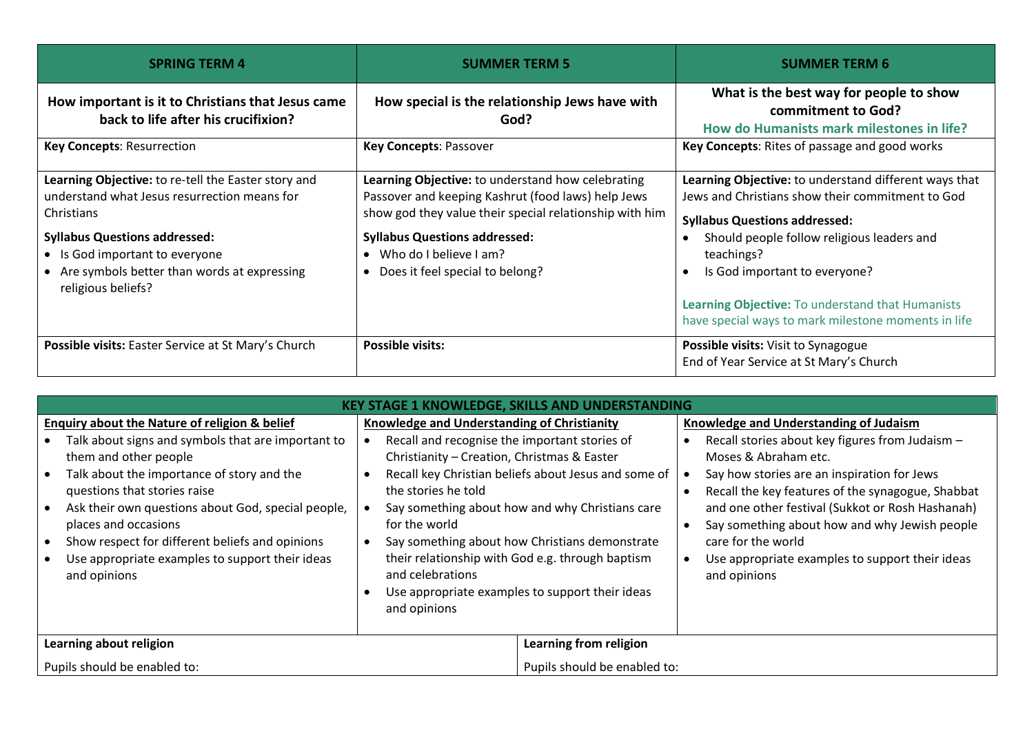| SPRING TERM 4 | SUMMER TERM 5 | SUMMER TERM 6 |
|---|---|---|
| **How important is it to Christians that Jesus came back to life after his crucifixion?** | **How special is the relationship Jews have with God?** | **What is the best way for people to show commitment to God?** **How do Humanists mark milestones in life?** |
| **Key Concepts**: Resurrection | **Key Concepts**: Passover | **Key Concepts**: Rites of passage and good works |
| **Learning Objective:** to re-tell the Easter story and understand what Jesus resurrection means for Christians<br><br>**Syllabus Questions addressed:**<br>• Is God important to everyone<br>• Are symbols better than words at expressing religious beliefs? | **Learning Objective:** to understand how celebrating Passover and keeping Kashrut (food laws) help Jews show god they value their special relationship with him<br><br>**Syllabus Questions addressed:**<br>• Who do I believe I am?<br>• Does it feel special to belong? | **Learning Objective:** to understand different ways that Jews and Christians show their commitment to God<br><br>**Syllabus Questions addressed:**<br>• Should people follow religious leaders and teachings?<br>• Is God important to everyone?<br><br>**Learning Objective:** To understand that Humanists have special ways to mark milestone moments in life |
| **Possible visits:** Easter Service at St Mary's Church | **Possible visits:** | **Possible visits:** Visit to Synagogue<br>End of Year Service at St Mary's Church |

| KEY STAGE 1 KNOWLEDGE, SKILLS AND UNDERSTANDING | | |
|---|---|---|
| **Enquiry about the Nature of religion & belief**<br>• Talk about signs and symbols that are important to them and other people<br>• Talk about the importance of story and the questions that stories raise<br>• Ask their own questions about God, special people, places and occasions<br>• Show respect for different beliefs and opinions<br>• Use appropriate examples to support their ideas and opinions | **Knowledge and Understanding of Christianity**<br>• Recall and recognise the important stories of Christianity – Creation, Christmas & Easter<br>• Recall key Christian beliefs about Jesus and some of the stories he told<br>• Say something about how and why Christians care for the world<br>• Say something about how Christians demonstrate their relationship with God e.g. through baptism and celebrations<br>• Use appropriate examples to support their ideas and opinions | **Knowledge and Understanding of Judaism**<br>• Recall stories about key figures from Judaism – Moses & Abraham etc.<br>• Say how stories are an inspiration for Jews<br>• Recall the key features of the synagogue, Shabbat and one other festival (Sukkot or Rosh Hashanah)<br>• Say something about how and why Jewish people care for the world<br>• Use appropriate examples to support their ideas and opinions |

| Learning about religion | Learning from religion |
|---|---|
| Pupils should be enabled to: | Pupils should be enabled to: |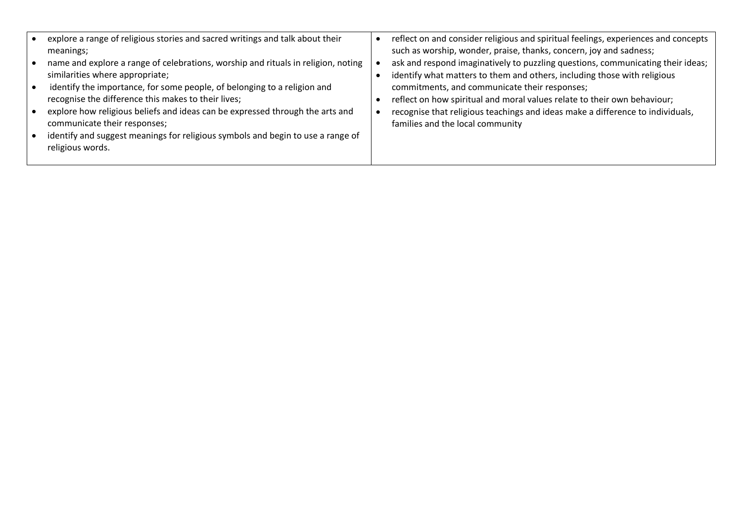| | |
|---|---|
| • explore a range of religious stories and sacred writings and talk about their meanings;<br>• name and explore a range of celebrations, worship and rituals in religion, noting similarities where appropriate;<br>• identify the importance, for some people, of belonging to a religion and recognise the difference this makes to their lives;<br>• explore how religious beliefs and ideas can be expressed through the arts and communicate their responses;<br>• identify and suggest meanings for religious symbols and begin to use a range of religious words. | • reflect on and consider religious and spiritual feelings, experiences and concepts such as worship, wonder, praise, thanks, concern, joy and sadness;<br>• ask and respond imaginatively to puzzling questions, communicating their ideas;<br>• identify what matters to them and others, including those with religious commitments, and communicate their responses;<br>• reflect on how spiritual and moral values relate to their own behaviour;<br>• recognise that religious teachings and ideas make a difference to individuals, families and the local community |